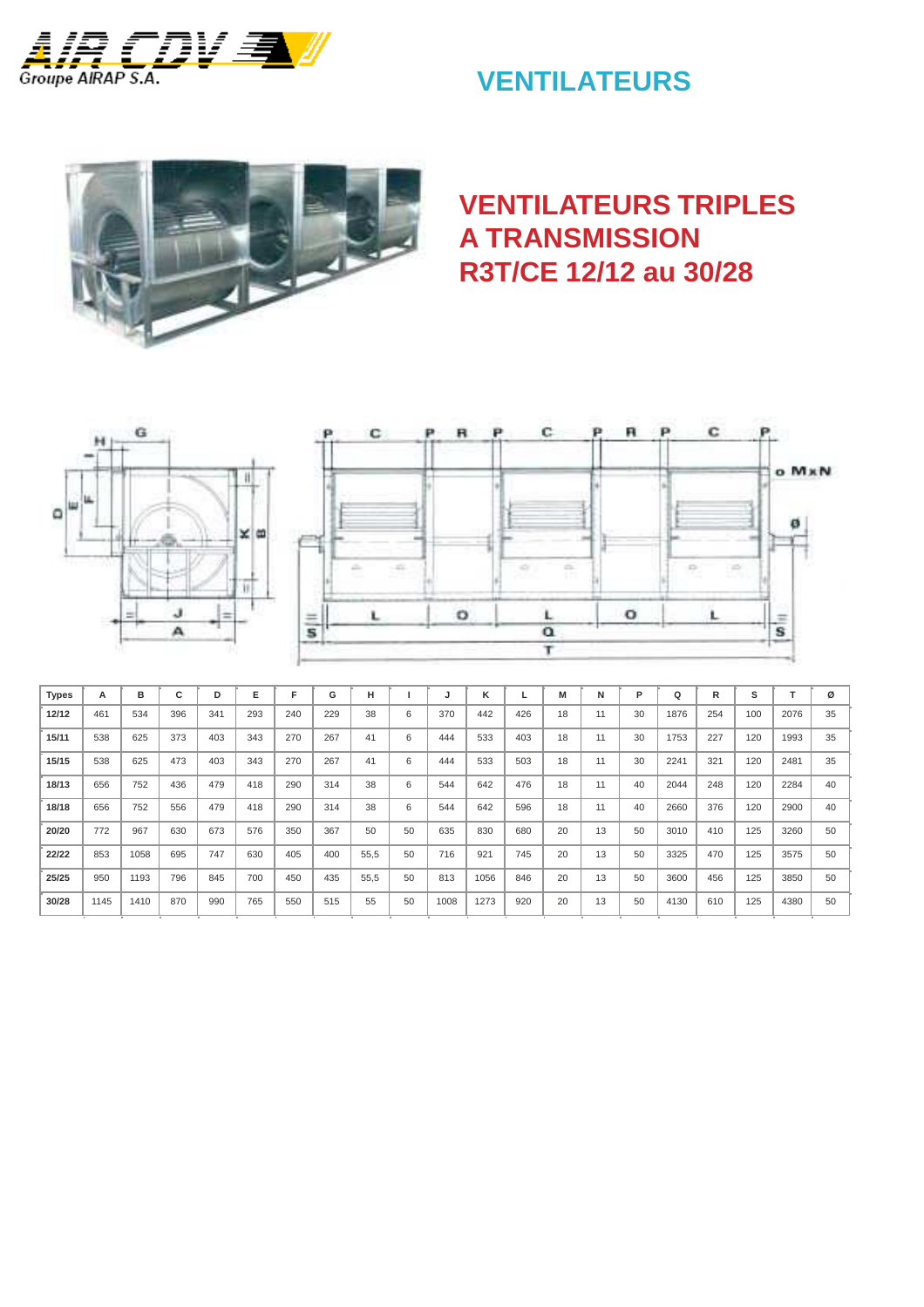# VENTILATEURS

## VENTILATEURS TRIPLES A TRANSMISSION R3T/CE 12/12 au 30/28

| Types | A | B | C | D | E | F | G | H | I | J | K | L | M | N | P | Q | R | S | T | Ø |
|---|---|---|---|---|---|---|---|---|---|---|---|---|---|---|---|---|---|---|---|---|
| 12/12 | 461 | 534 | 396 | 341 | 293 | 240 | 229 | 38 | 6 | 370 | 442 | 426 | 18 | 11 | 30 | 1876 | 254 | 100 | 2076 | 35 |
| 15/11 | 538 | 625 | 373 | 403 | 343 | 270 | 267 | 41 | 6 | 444 | 533 | 403 | 18 | 11 | 30 | 1753 | 227 | 120 | 1993 | 35 |
| 15/15 | 538 | 625 | 473 | 403 | 343 | 270 | 267 | 41 | 6 | 444 | 533 | 503 | 18 | 11 | 30 | 2241 | 321 | 120 | 2481 | 35 |
| 18/13 | 656 | 752 | 436 | 479 | 418 | 290 | 314 | 38 | 6 | 544 | 642 | 476 | 18 | 11 | 40 | 2044 | 248 | 120 | 2284 | 40 |
| 18/18 | 656 | 752 | 556 | 479 | 418 | 290 | 314 | 38 | 6 | 544 | 642 | 596 | 18 | 11 | 40 | 2660 | 376 | 120 | 2900 | 40 |
| 20/20 | 772 | 967 | 630 | 673 | 576 | 350 | 367 | 50 | 50 | 635 | 830 | 680 | 20 | 13 | 50 | 3010 | 410 | 125 | 3260 | 50 |
| 22/22 | 853 | 1058 | 695 | 747 | 630 | 405 | 400 | 55,5 | 50 | 716 | 921 | 745 | 20 | 13 | 50 | 3325 | 470 | 125 | 3575 | 50 |
| 25/25 | 950 | 1193 | 796 | 845 | 700 | 450 | 435 | 55,5 | 50 | 813 | 1056 | 846 | 20 | 13 | 50 | 3600 | 456 | 125 | 3850 | 50 |
| 30/28 | 1145 | 1410 | 870 | 990 | 765 | 550 | 515 | 55 | 50 | 1008 | 1273 | 920 | 20 | 13 | 50 | 4130 | 610 | 125 | 4380 | 50 |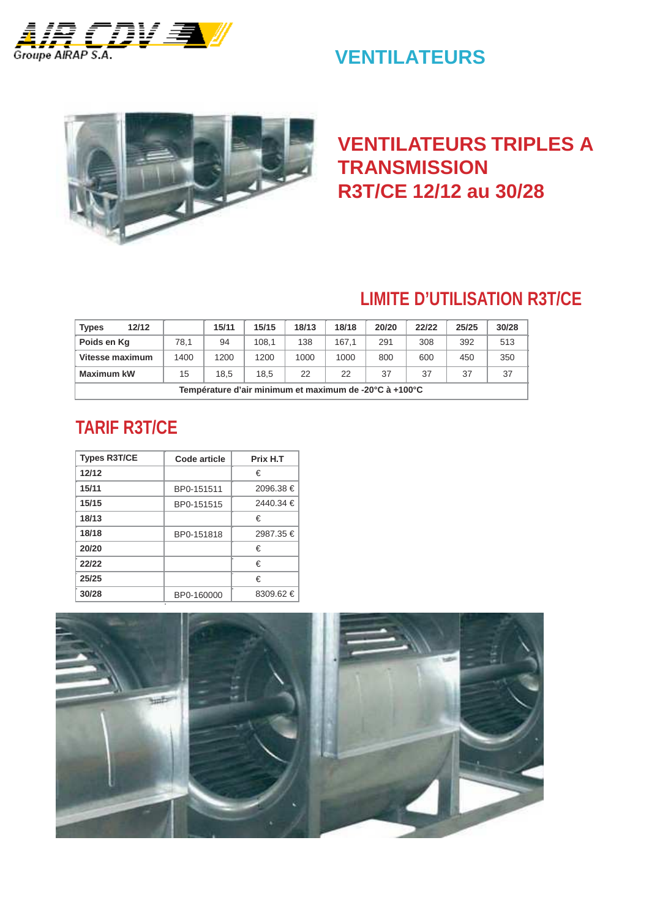AIR CDV
Groupe AIRAP S.A.

# VENTILATEURS

## VENTILATEURS TRIPLES A TRANSMISSION R3T/CE 12/12 au 30/28

## LIMITE D'UTILISATION R3T/CE

| Types | 12/12 | 15/11 | 15/15 | 18/13 | 18/18 | 20/20 | 22/22 | 25/25 | 30/28 |
|---|---|---|---|---|---|---|---|---|---|
| Poids en Kg | 78,1 | 94 | 108,1 | 138 | 167,1 | 291 | 308 | 392 | 513 |
| Vitesse maximum | 1400 | 1200 | 1200 | 1000 | 1000 | 800 | 600 | 450 | 350 |
| Maximum kW | 15 | 18,5 | 18,5 | 22 | 22 | 37 | 37 | 37 | 37 |
| Température d'air minimum et maximum de -20°C à +100°C | | | | | | | | | |

## TARIF R3T/CE

| Types R3T/CE | Code article | Prix H.T |
|---|---|---|
| 12/12 | | € |
| 15/11 | BP0-151511 | 2096.38 € |
| 15/15 | BP0-151515 | 2440.34 € |
| 18/13 | | € |
| 18/18 | BP0-151818 | 2987.35 € |
| 20/20 | | € |
| 22/22 | | € |
| 25/25 | | € |
| 30/28 | BP0-160000 | 8309.62 € |